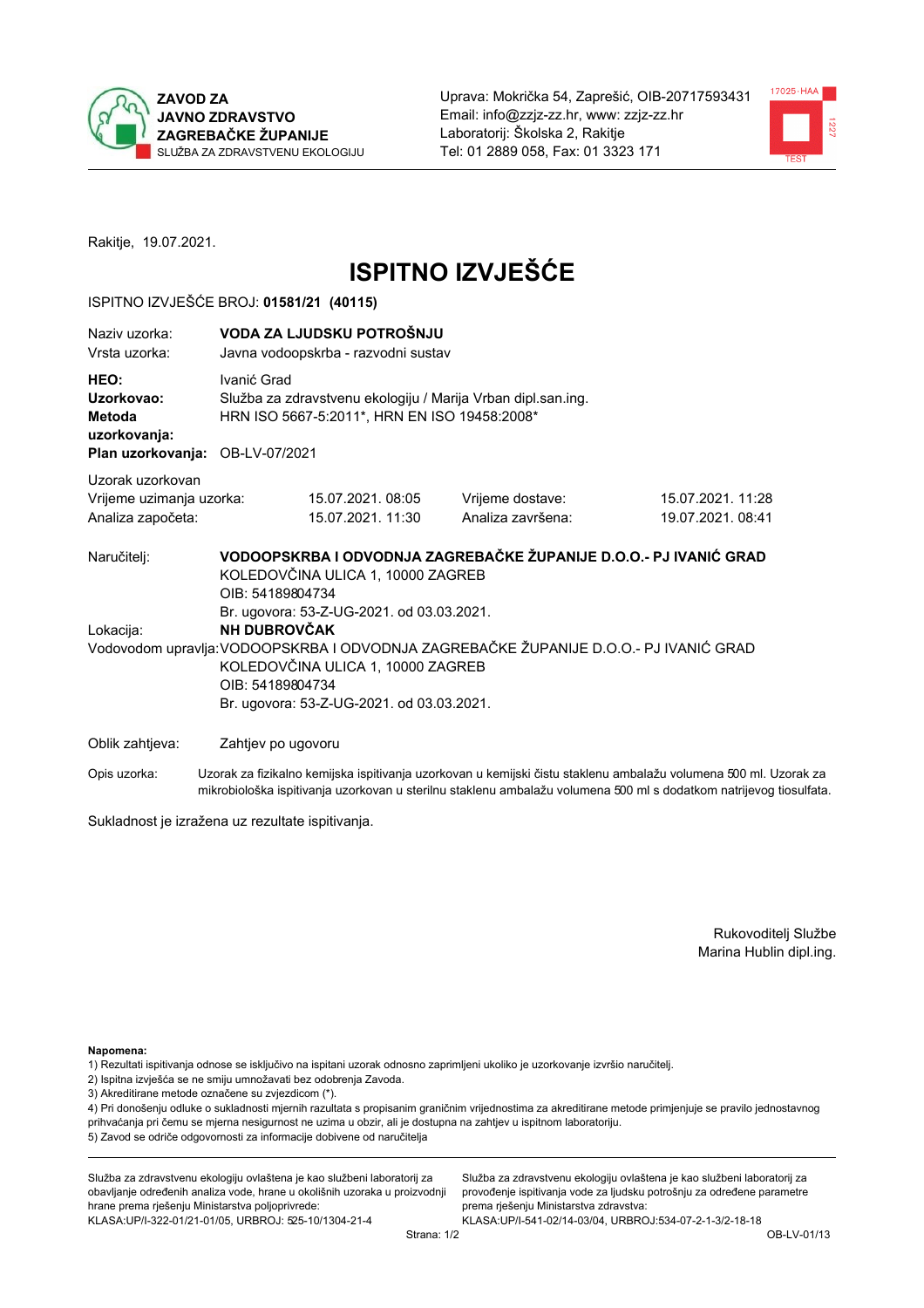**ZAVOD ZA JAVNO ZDRAVSTVO ZAGREBAČKE ŽUPANIJE**
SLUŽBA ZA ZDRAVSTVENU EKOLOGIJU

Uprava: Mokrička 54, Zaprešić, OIB-20717593431
Email: info@zzjz-zz.hr, www: zzjz-zz.hr
Laboratorij: Školska 2, Rakitje
Tel: 01 2889 058, Fax: 01 3323 171

Rakitje, 19.07.2021.

# ISPITNO IZVJEŠĆE

ISPITNO IZVJEŠĆE BROJ: **01581/21 (40115)**

| | |
|---|---|
| Naziv uzorka: | **VODA ZA LJUDSKU POTROŠNJU** |
| Vrsta uzorka: | Javna vodoopskrba - razvodni sustav |
| **HEO:** | Ivanić Grad |
| **Uzorkovao:** | Služba za zdravstvenu ekologiju / Marija Vrban dipl.san.ing. |
| **Metoda uzorkovanja:** | HRN ISO 5667-5:2011*, HRN EN ISO 19458:2008* |
| **Plan uzorkovanja:** | OB-LV-07/2021 |

Uzorak uzorkovan

| | | | |
|---|---|---|---|
| Vrijeme uzimanja uzorka: | 15.07.2021. 08:05 | Vrijeme dostave: | 15.07.2021. 11:28 |
| Analiza započeta: | 15.07.2021. 11:30 | Analiza završena: | 19.07.2021. 08:41 |

Naručitelj: **VODOOPSKRBA I ODVODNJA ZAGREBAČKE ŽUPANIJE D.O.O.- PJ IVANIĆ GRAD**
KOLEDOVČINA ULICA 1, 10000 ZAGREB
OIB: 54189804734
Br. ugovora: 53-Z-UG-2021. od 03.03.2021.

Lokacija: **NH DUBROVČAK**

Vodovodom upravlja: VODOOPSKRBA I ODVODNJA ZAGREBAČKE ŽUPANIJE D.O.O.- PJ IVANIĆ GRAD
KOLEDOVČINA ULICA 1, 10000 ZAGREB
OIB: 54189804734
Br. ugovora: 53-Z-UG-2021. od 03.03.2021.

Oblik zahtjeva: Zahtjev po ugovoru

Opis uzorka: Uzorak za fizikalno kemijska ispitivanja uzorkovan u kemijski čistu staklenu ambalažu volumena 500 ml. Uzorak za mikrobiološka ispitivanja uzorkovan u sterilnu staklenu ambalažu volumena 500 ml s dodatkom natrijevog tiosulfata.

Sukladnost je izražena uz rezultate ispitivanja.

Rukovoditelj Službe
Marina Hublin dipl.ing.

**Napomena:**
1) Rezultati ispitivanja odnose se isključivo na ispitani uzorak odnosno zaprimljeni ukoliko je uzorkovanje izvršio naručitelj.
2) Ispitna izvješća se ne smiju umnožavati bez odobrenja Zavoda.
3) Akreditirane metode označene su zvjezdicom (*).
4) Pri donošenju odluke o sukladnosti mjernih razultata s propisanim graničnim vrijednostima za akreditirane metode primjenjuje se pravilo jednostavnog prihvaćanja pri čemu se mjerna nesigurnost ne uzima u obzir, ali je dostupna na zahtjev u ispitnom laboratoriju.
5) Zavod se odriče odgovornosti za informacije dobivene od naručitelja

Služba za zdravstvenu ekologiju ovlaštena je kao službeni laboratorij za obavljanje određenih analiza vode, hrane u okolišnih uzoraka u proizvodnji hrane prema rješenju Ministarstva poljoprivrede: KLASA:UP/I-322-01/21-01/05, URBROJ: 525-10/1304-21-4

Služba za zdravstvenu ekologiju ovlaštena je kao službeni laboratorij za provođenje ispitivanja vode za ljudsku potrošnju za određene parametre prema rješenju Ministarstva zdravstva: KLASA:UP/I-541-02/14-03/04, URBROJ:534-07-2-1-3/2-18-18

OB-LV-01/13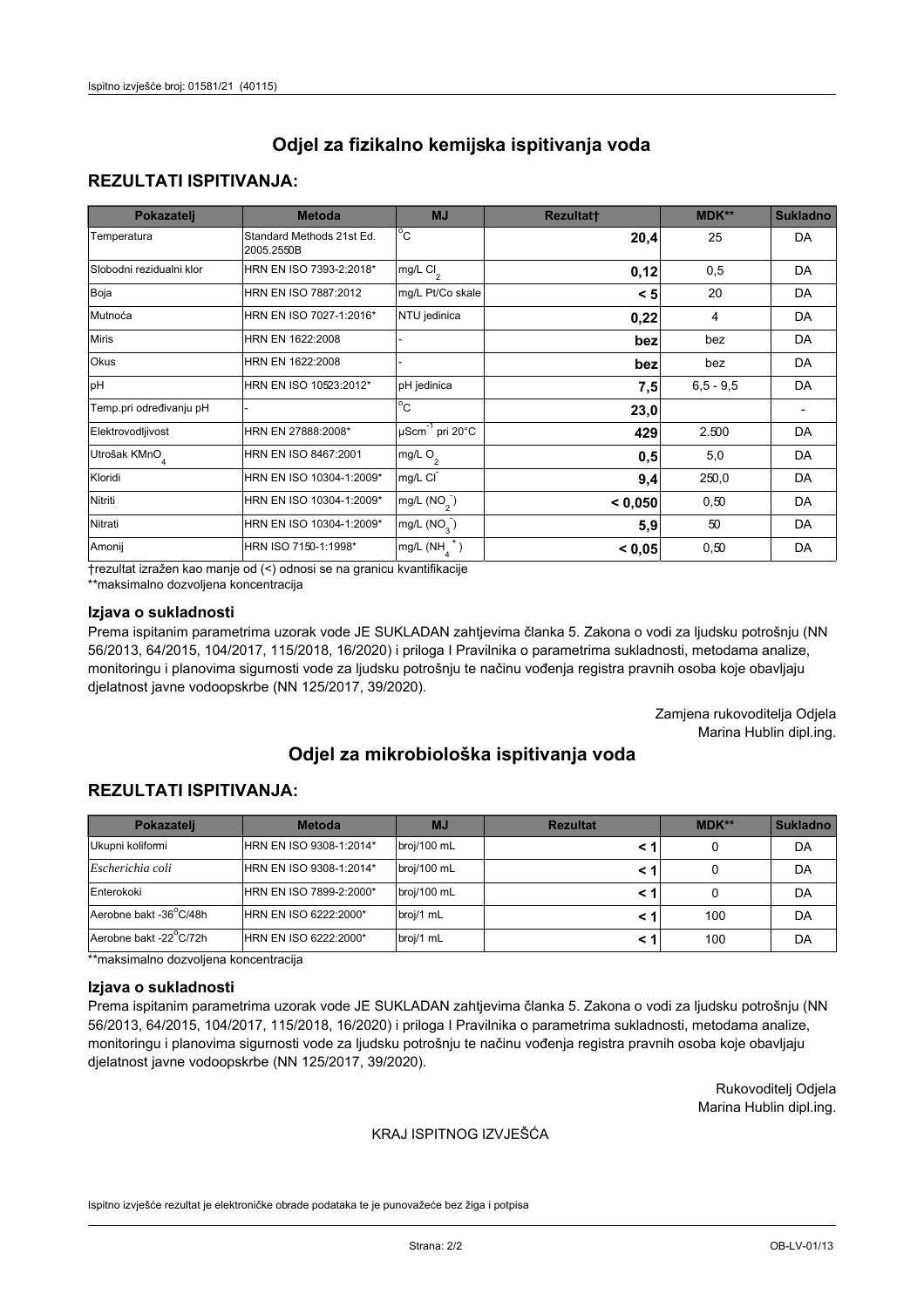# Odjel za fizikalno kemijska ispitivanja voda

## REZULTATI ISPITIVANJA:

| Pokazatelj | Metoda | MJ | Rezultat† | MDK** | Sukladno |
|---|---|---|---|---|---|
| Temperatura | Standard Methods 21st Ed. 2005.2550B | °C | **20,4** | 25 | DA |
| Slobodni rezidualni klor | HRN EN ISO 7393-2:2018* | mg/L $Cl_2$ | **0,12** | 0,5 | DA |
| Boja | HRN EN ISO 7887:2012 | mg/L Pt/Co skale | **< 5** | 20 | DA |
| Mutnoća | HRN EN ISO 7027-1:2016* | NTU jedinica | **0,22** | 4 | DA |
| Miris | HRN EN 1622:2008 | - | **bez** | bez | DA |
| Okus | HRN EN 1622:2008 | - | **bez** | bez | DA |
| pH | HRN EN ISO 10523:2012* | pH jedinica | **7,5** | 6,5 - 9,5 | DA |
| Temp.pri određivanju pH | - | °C | **23,0** | | - |
| Elektrovodljivost | HRN EN 27888:2008* | $\mu Scm^{-1}$ pri 20°C | **429** | 2.500 | DA |
| Utrošak $KMnO_4$ | HRN EN ISO 8467:2001 | mg/L $O_2$ | **0,5** | 5,0 | DA |
| Kloridi | HRN EN ISO 10304-1:2009* | mg/L $Cl^-$ | **9,4** | 250,0 | DA |
| Nitriti | HRN EN ISO 10304-1:2009* | mg/L ($NO_2^-$) | **< 0,050** | 0,50 | DA |
| Nitrati | HRN EN ISO 10304-1:2009* | mg/L ($NO_3^-$) | **5,9** | 50 | DA |
| Amonij | HRN ISO 7150-1:1998* | mg/L ($NH_4^+$) | **< 0,05** | 0,50 | DA |

†rezultat izražen kao manje od (<) odnosi se na granicu kvantifikacije

**maksimalno dozvoljena koncentracija

### Izjava o sukladnosti

Prema ispitanim parametrima uzorak vode JE SUKLADAN zahtjevima članka 5. Zakona o vodi za ljudsku potrošnju (NN 56/2013, 64/2015, 104/2017, 115/2018, 16/2020) i priloga I Pravilnika o parametrima sukladnosti, metodama analize, monitoringu i planovima sigurnosti vode za ljudsku potrošnju te načinu vođenja registra pravnih osoba koje obavljaju djelatnost javne vodoopskrbe (NN 125/2017, 39/2020).

Zamjena rukovoditelja Odjela
Marina Hublin dipl.ing.

# Odjel za mikrobiološka ispitivanja voda

## REZULTATI ISPITIVANJA:

| Pokazatelj | Metoda | MJ | Rezultat | MDK** | Sukladno |
|---|---|---|---|---|---|
| Ukupni koliformi | HRN EN ISO 9308-1:2014* | broj/100 mL | **< 1** | 0 | DA |
| *Escherichia coli* | HRN EN ISO 9308-1:2014* | broj/100 mL | **< 1** | 0 | DA |
| Enterokoki | HRN EN ISO 7899-2:2000* | broj/100 mL | **< 1** | 0 | DA |
| Aerobne bakt -36°C/48h | HRN EN ISO 6222:2000* | broj/1 mL | **< 1** | 100 | DA |
| Aerobne bakt -22°C/72h | HRN EN ISO 6222:2000* | broj/1 mL | **< 1** | 100 | DA |

**maksimalno dozvoljena koncentracija

### Izjava o sukladnosti

Prema ispitanim parametrima uzorak vode JE SUKLADAN zahtjevima članka 5. Zakona o vodi za ljudsku potrošnju (NN 56/2013, 64/2015, 104/2017, 115/2018, 16/2020) i priloga I Pravilnika o parametrima sukladnosti, metodama analize, monitoringu i planovima sigurnosti vode za ljudsku potrošnju te načinu vođenja registra pravnih osoba koje obavljaju djelatnost javne vodoopskrbe (NN 125/2017, 39/2020).

Rukovoditelj Odjela
Marina Hublin dipl.ing.

KRAJ ISPITNOG IZVJEŠĆA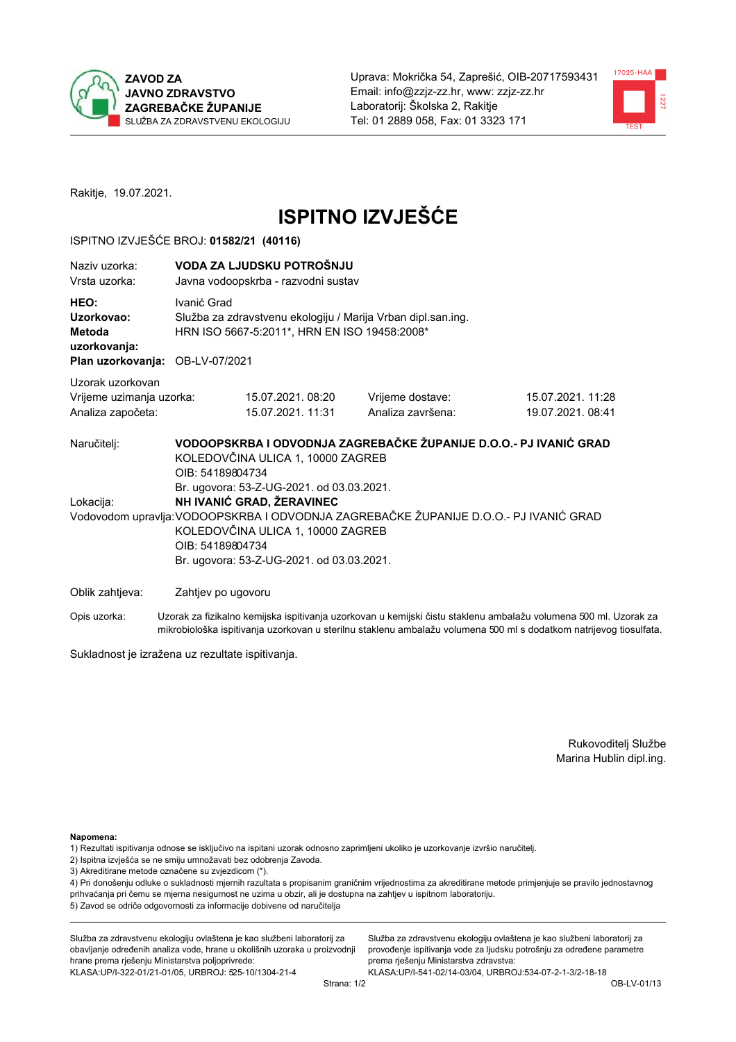**ZAVOD ZA JAVNO ZDRAVSTVO ZAGREBAČKE ŽUPANIJE**
SLUŽBA ZA ZDRAVSTVENU EKOLOGIJU

Uprava: Mokrička 54, Zaprešić, OIB-20717593431
Email: info@zzjz-zz.hr, www: zzjz-zz.hr
Laboratorij: Školska 2, Rakitje
Tel: 01 2889 058, Fax: 01 3323 171

Rakitje, 19.07.2021.

# ISPITNO IZVJEŠĆE

ISPITNO IZVJEŠĆE BROJ: **01582/21 (40116)**

| | |
|---|---|
| Naziv uzorka: | **VODA ZA LJUDSKU POTROŠNJU** |
| Vrsta uzorka: | Javna vodoopskrba - razvodni sustav |
| **HEO:** | Ivanić Grad |
| **Uzorkovao:** | Služba za zdravstvenu ekologiju / Marija Vrban dipl.san.ing. |
| **Metoda uzorkovanja:** | HRN ISO 5667-5:2011*, HRN EN ISO 19458:2008* |
| **Plan uzorkovanja:** | OB-LV-07/2021 |

Uzorak uzorkovan

| | | | |
|---|---|---|---|
| Vrijeme uzimanja uzorka: | 15.07.2021. 08:20 | Vrijeme dostave: | 15.07.2021. 11:28 |
| Analiza započeta: | 15.07.2021. 11:31 | Analiza završena: | 19.07.2021. 08:41 |

Naručitelj: **VODOOPSKRBA I ODVODNJA ZAGREBAČKE ŽUPANIJE D.O.O.- PJ IVANIĆ GRAD**
KOLEDOVČINA ULICA 1, 10000 ZAGREB
OIB: 54189804734
Br. ugovora: 53-Z-UG-2021. od 03.03.2021.

Lokacija: **NH IVANIĆ GRAD, ŽERAVINEC**

Vodovodom upravlja: VODOOPSKRBA I ODVODNJA ZAGREBAČKE ŽUPANIJE D.O.O.- PJ IVANIĆ GRAD
KOLEDOVČINA ULICA 1, 10000 ZAGREB
OIB: 54189804734
Br. ugovora: 53-Z-UG-2021. od 03.03.2021.

Oblik zahtjeva: Zahtjev po ugovoru

Opis uzorka: Uzorak za fizikalno kemijska ispitivanja uzorkovan u kemijski čistu staklenu ambalažu volumena 500 ml. Uzorak za mikrobiološka ispitivanja uzorkovan u sterilnu staklenu ambalažu volumena 500 ml s dodatkom natrijevog tiosulfata.

Sukladnost je izražena uz rezultate ispitivanja.

Rukovoditelj Službe
Marina Hublin dipl.ing.

**Napomena:**
1) Rezultati ispitivanja odnose se isključivo na ispitani uzorak odnosno zaprimljeni ukoliko je uzorkovanje izvršio naručitelj.
2) Ispitna izvješća se ne smiju umnožavati bez odobrenja Zavoda.
3) Akreditirane metode označene su zvjezdicom (*).
4) Pri donošenju odluke o sukladnosti mjernih razultata s propisanim graničnim vrijednostima za akreditirane metode primjenjuje se pravilo jednostavnog prihvaćanja pri čemu se mjerna nesigurnost ne uzima u obzir, ali je dostupna na zahtjev u ispitnom laboratoriju.
5) Zavod se odriče odgovornosti za informacije dobivene od naručitelja

Služba za zdravstvenu ekologiju ovlaštena je kao službeni laboratorij za obavljanje određenih analiza vode, hrane u okolišnih uzoraka u proizvodnji hrane prema rješenju Ministarstva poljoprivrede:
KLASA:UP/I-322-01/21-01/05, URBROJ: 525-10/1304-21-4

Služba za zdravstvenu ekologiju ovlaštena je kao službeni laboratorij za provođenje ispitivanja vode za ljudsku potrošnju za određene parametre prema rješenju Ministarstva zdravstva:
KLASA:UP/I-541-02/14-03/04, URBROJ:534-07-2-1-3/2-18-18

OB-LV-01/13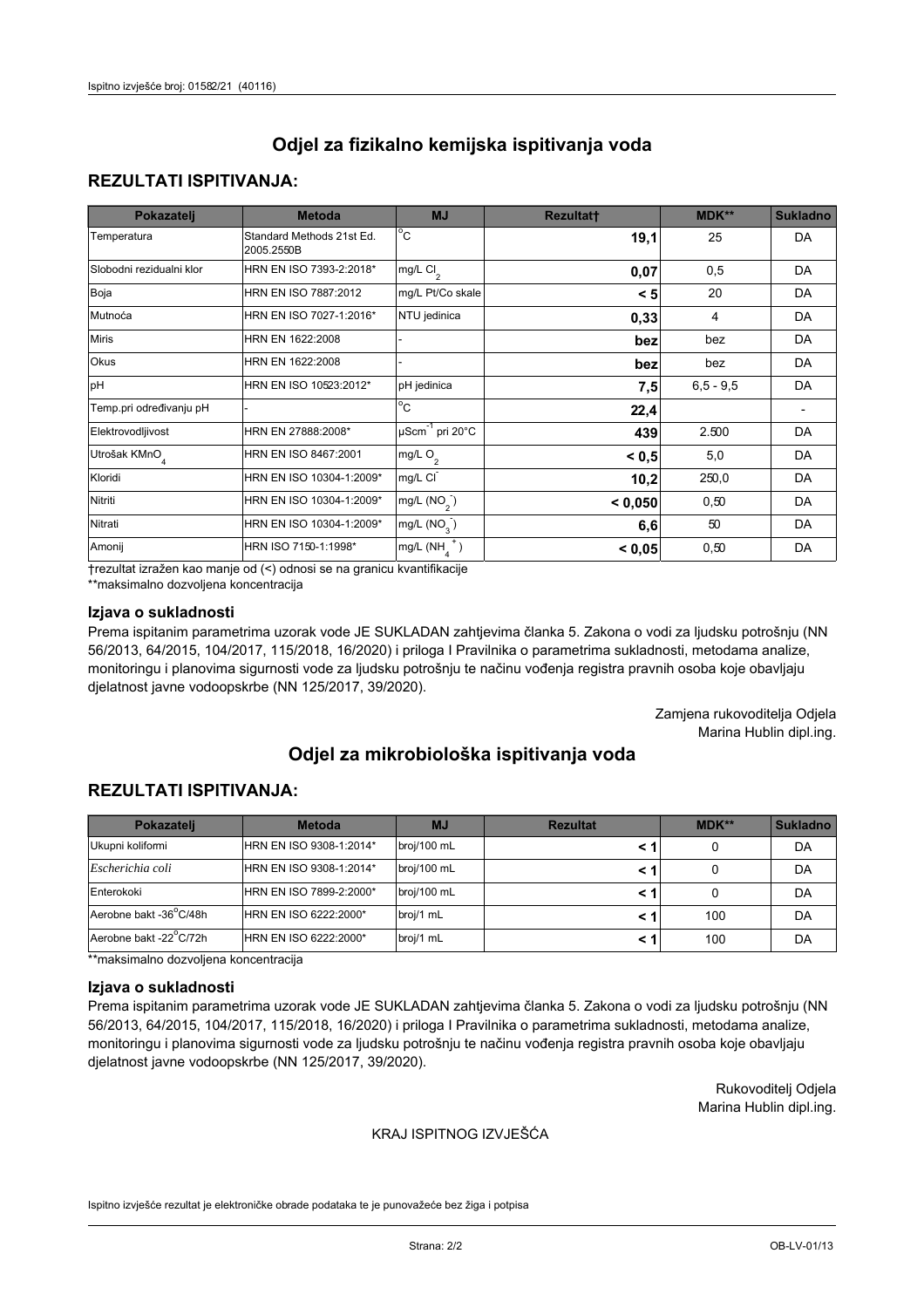# Odjel za fizikalno kemijska ispitivanja voda

## REZULTATI ISPITIVANJA:

| Pokazatelj | Metoda | MJ | Rezultat† | MDK** | Sukladno |
|---|---|---|---|---|---|
| Temperatura | Standard Methods 21st Ed. 2005.2550B | °C | **19,1** | 25 | DA |
| Slobodni rezidualni klor | HRN EN ISO 7393-2:2018* | mg/L $Cl_2$ | **0,07** | 0,5 | DA |
| Boja | HRN EN ISO 7887:2012 | mg/L Pt/Co skale | **< 5** | 20 | DA |
| Mutnoća | HRN EN ISO 7027-1:2016* | NTU jedinica | **0,33** | 4 | DA |
| Miris | HRN EN 1622:2008 | - | **bez** | bez | DA |
| Okus | HRN EN 1622:2008 | - | **bez** | bez | DA |
| pH | HRN EN ISO 10523:2012* | pH jedinica | **7,5** | 6,5 - 9,5 | DA |
| Temp.pri određivanju pH | - | °C | **22,4** | | - |
| Elektrovodljivost | HRN EN 27888:2008* | $\mu Scm^{-1}$ pri 20°C | **439** | 2.500 | DA |
| Utrošak $KMnO_4$ | HRN EN ISO 8467:2001 | mg/L $O_2$ | **< 0,5** | 5,0 | DA |
| Kloridi | HRN EN ISO 10304-1:2009* | mg/L $Cl^-$ | **10,2** | 250,0 | DA |
| Nitriti | HRN EN ISO 10304-1:2009* | mg/L ($NO_2^-$) | **< 0,050** | 0,50 | DA |
| Nitrati | HRN EN ISO 10304-1:2009* | mg/L ($NO_3^-$) | **6,6** | 50 | DA |
| Amonij | HRN ISO 7150-1:1998* | mg/L ($NH_4^+$) | **< 0,05** | 0,50 | DA |

†rezultat izražen kao manje od (<) odnosi se na granicu kvantifikacije
**maksimalno dozvoljena koncentracija

### Izjava o sukladnosti

Prema ispitanim parametrima uzorak vode JE SUKLADAN zahtjevima članka 5. Zakona o vodi za ljudsku potrošnju (NN 56/2013, 64/2015, 104/2017, 115/2018, 16/2020) i priloga I Pravilnika o parametrima sukladnosti, metodama analize, monitoringu i planovima sigurnosti vode za ljudsku potrošnju te načinu vođenja registra pravnih osoba koje obavljaju djelatnost javne vodoopskrbe (NN 125/2017, 39/2020).

Zamjena rukovoditelja Odjela
Marina Hublin dipl.ing.

# Odjel za mikrobiološka ispitivanja voda

## REZULTATI ISPITIVANJA:

| Pokazatelj | Metoda | MJ | Rezultat | MDK** | Sukladno |
|---|---|---|---|---|---|
| Ukupni koliformi | HRN EN ISO 9308-1:2014* | broj/100 mL | **< 1** | 0 | DA |
| *Escherichia coli* | HRN EN ISO 9308-1:2014* | broj/100 mL | **< 1** | 0 | DA |
| Enterokoki | HRN EN ISO 7899-2:2000* | broj/100 mL | **< 1** | 0 | DA |
| Aerobne bakt -36°C/48h | HRN EN ISO 6222:2000* | broj/1 mL | **< 1** | 100 | DA |
| Aerobne bakt -22°C/72h | HRN EN ISO 6222:2000* | broj/1 mL | **< 1** | 100 | DA |

**maksimalno dozvoljena koncentracija

### Izjava o sukladnosti

Prema ispitanim parametrima uzorak vode JE SUKLADAN zahtjevima članka 5. Zakona o vodi za ljudsku potrošnju (NN 56/2013, 64/2015, 104/2017, 115/2018, 16/2020) i priloga I Pravilnika o parametrima sukladnosti, metodama analize, monitoringu i planovima sigurnosti vode za ljudsku potrošnju te načinu vođenja registra pravnih osoba koje obavljaju djelatnost javne vodoopskrbe (NN 125/2017, 39/2020).

Rukovoditelj Odjela
Marina Hublin dipl.ing.

KRAJ ISPITNOG IZVJEŠĆA

Ispitno izvješće rezultat je elektroničke obrade podataka te je punovažeće bez žiga i potpisa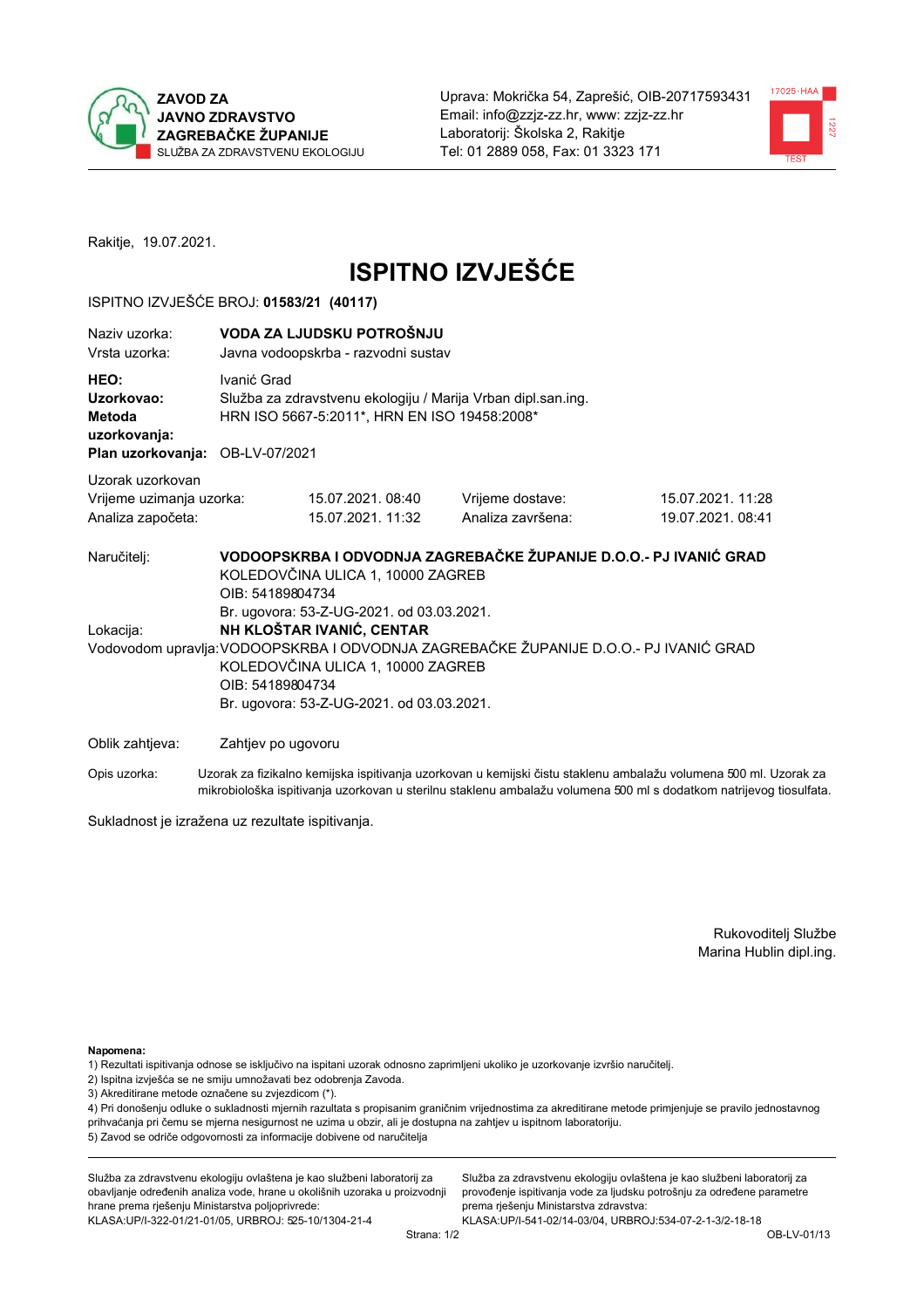ZAVOD ZA JAVNO ZDRAVSTVO ZAGREBAČKE ŽUPANIJE
SLUŽBA ZA ZDRAVSTVENU EKOLOGIJU

Uprava: Mokrička 54, Zaprešić, OIB-20717593431
Email: info@zzjz-zz.hr, www: zzjz-zz.hr
Laboratorij: Školska 2, Rakitje
Tel: 01 2889 058, Fax: 01 3323 171

Rakitje, 19.07.2021.

# ISPITNO IZVJEŠĆE

ISPITNO IZVJEŠĆE BROJ: **01583/21 (40117)**

| | |
|---|---|
| Naziv uzorka: | **VODA ZA LJUDSKU POTROŠNJU** |
| Vrsta uzorka: | Javna vodoopskrba - razvodni sustav |
| **HEO:** | Ivanić Grad |
| **Uzorkovao:** | Služba za zdravstvenu ekologiju / Marija Vrban dipl.san.ing. |
| **Metoda uzorkovanja:** | HRN ISO 5667-5:2011*, HRN EN ISO 19458:2008* |
| **Plan uzorkovanja:** | OB-LV-07/2021 |

Uzorak uzorkovan

| | | | |
|---|---|---|---|
| Vrijeme uzimanja uzorka: | 15.07.2021. 08:40 | Vrijeme dostave: | 15.07.2021. 11:28 |
| Analiza započeta: | 15.07.2021. 11:32 | Analiza završena: | 19.07.2021. 08:41 |

Naručitelj: **VODOOPSKRBA I ODVODNJA ZAGREBAČKE ŽUPANIJE D.O.O.- PJ IVANIĆ GRAD**
KOLEDOVČINA ULICA 1, 10000 ZAGREB
OIB: 54189804734
Br. ugovora: 53-Z-UG-2021. od 03.03.2021.

Lokacija: **NH KLOŠTAR IVANIĆ, CENTAR**

Vodovodom upravlja: VODOOPSKRBA I ODVODNJA ZAGREBAČKE ŽUPANIJE D.O.O.- PJ IVANIĆ GRAD
KOLEDOVČINA ULICA 1, 10000 ZAGREB
OIB: 54189804734
Br. ugovora: 53-Z-UG-2021. od 03.03.2021.

Oblik zahtjeva: Zahtjev po ugovoru

Opis uzorka: Uzorak za fizikalno kemijska ispitivanja uzorkovan u kemijski čistu staklenu ambalažu volumena 500 ml. Uzorak za mikrobiološka ispitivanja uzorkovan u sterilnu staklenu ambalažu volumena 500 ml s dodatkom natrijevog tiosulfata.

Sukladnost je izražena uz rezultate ispitivanja.

Rukovoditelj Službe
Marina Hublin dipl.ing.

**Napomena:**
1) Rezultati ispitivanja odnose se isključivo na ispitani uzorak odnosno zaprimljeni ukoliko je uzorkovanje izvršio naručitelj.
2) Ispitna izvješća se ne smiju umnožavati bez odobrenja Zavoda.
3) Akreditirane metode označene su zvjezdicom (*).
4) Pri donošenju odluke o sukladnosti mjernih razultata s propisanim graničnim vrijednostima za akreditirane metode primjenjuje se pravilo jednostavnog prihvaćanja pri čemu se mjerna nesigurnost ne uzima u obzir, ali je dostupna na zahtjev u ispitnom laboratoriju.
5) Zavod se odriče odgovornosti za informacije dobivene od naručitelja

Služba za zdravstvenu ekologiju ovlaštena je kao službeni laboratorij za obavljanje određenih analiza vode, hrane u okolišnih uzoraka u proizvodnji hrane prema rješenju Ministarstva poljoprivrede:
KLASA:UP/I-322-01/21-01/05, URBROJ: 525-10/1304-21-4

Služba za zdravstvenu ekologiju ovlaštena je kao službeni laboratorij za provođenje ispitivanja vode za ljudsku potrošnju za određene parametre prema rješenju Ministarstva zdravstva:
KLASA:UP/I-541-02/14-03/04, URBROJ:534-07-2-1-3/2-18-18

OB-LV-01/13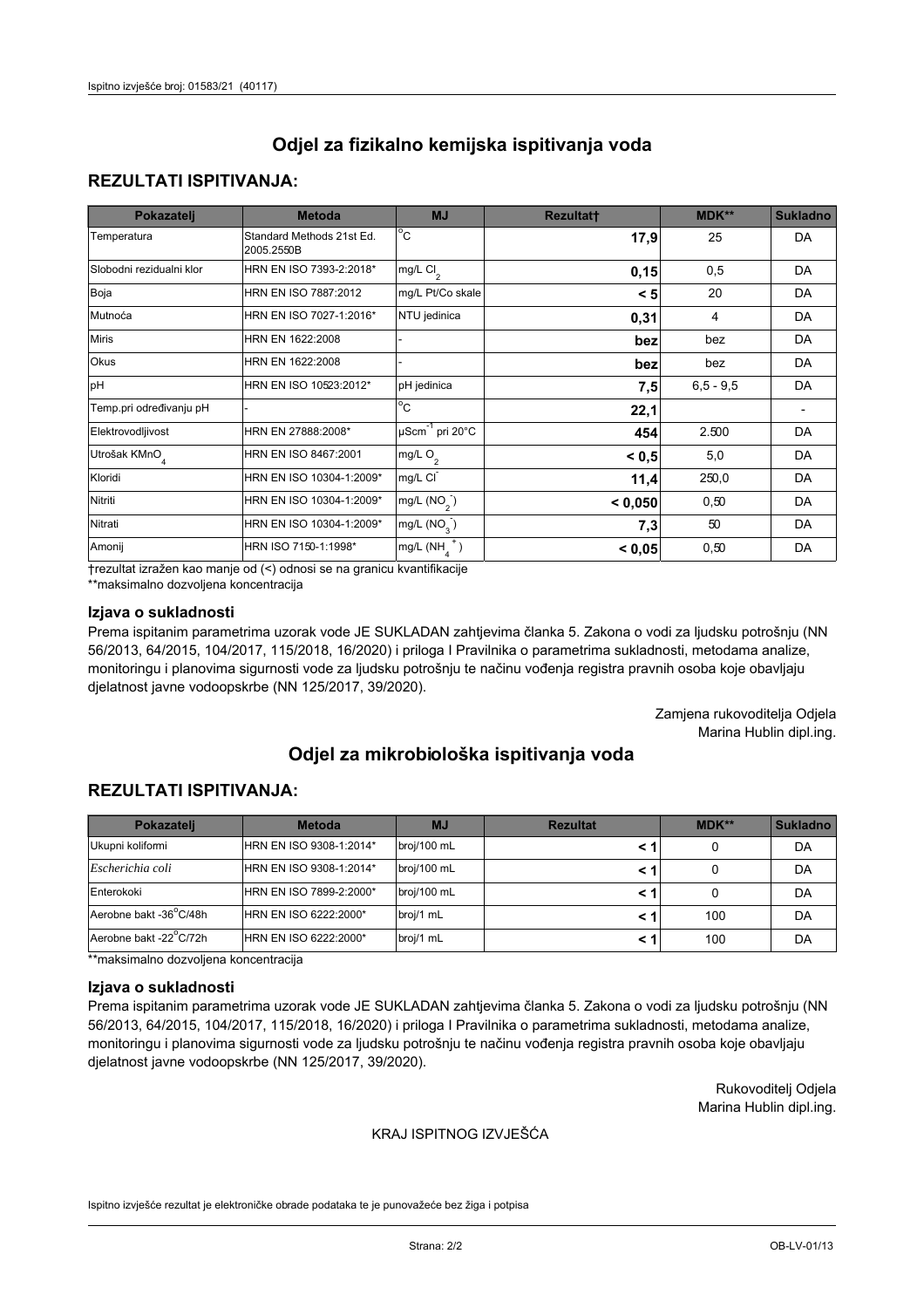# Odjel za fizikalno kemijska ispitivanja voda

## REZULTATI ISPITIVANJA:

| Pokazatelj | Metoda | MJ | Rezultat† | MDK** | Sukladno |
|---|---|---|---|---|---|
| Temperatura | Standard Methods 21st Ed. 2005.2550B | °C | **17,9** | 25 | DA |
| Slobodni rezidualni klor | HRN EN ISO 7393-2:2018* | mg/L $Cl_2$ | **0,15** | 0,5 | DA |
| Boja | HRN EN ISO 7887:2012 | mg/L Pt/Co skale | **< 5** | 20 | DA |
| Mutnoća | HRN EN ISO 7027-1:2016* | NTU jedinica | **0,31** | 4 | DA |
| Miris | HRN EN 1622:2008 | - | **bez** | bez | DA |
| Okus | HRN EN 1622:2008 | - | **bez** | bez | DA |
| pH | HRN EN ISO 10523:2012* | pH jedinica | **7,5** | 6,5 - 9,5 | DA |
| Temp.pri određivanju pH | - | °C | **22,1** | | - |
| Elektrovodljivost | HRN EN 27888:2008* | $\mu Scm^{-1}$ pri 20°C | **454** | 2.500 | DA |
| Utrošak $KMnO_4$ | HRN EN ISO 8467:2001 | mg/L $O_2$ | **< 0,5** | 5,0 | DA |
| Kloridi | HRN EN ISO 10304-1:2009* | mg/L $Cl^-$ | **11,4** | 250,0 | DA |
| Nitriti | HRN EN ISO 10304-1:2009* | mg/L ($NO_2^-$) | **< 0,050** | 0,50 | DA |
| Nitrati | HRN EN ISO 10304-1:2009* | mg/L ($NO_3^-$) | **7,3** | 50 | DA |
| Amonij | HRN ISO 7150-1:1998* | mg/L ($NH_4^+$) | **< 0,05** | 0,50 | DA |

†rezultat izražen kao manje od (<) odnosi se na granicu kvantifikacije

**maksimalno dozvoljena koncentracija

### Izjava o sukladnosti

Prema ispitanim parametrima uzorak vode JE SUKLADAN zahtjevima članka 5. Zakona o vodi za ljudsku potrošnju (NN 56/2013, 64/2015, 104/2017, 115/2018, 16/2020) i priloga I Pravilnika o parametrima sukladnosti, metodama analize, monitoringu i planovima sigurnosti vode za ljudsku potrošnju te načinu vođenja registra pravnih osoba koje obavljaju djelatnost javne vodoopskrbe (NN 125/2017, 39/2020).

Zamjena rukovoditelja Odjela
Marina Hublin dipl.ing.

# Odjel za mikrobiološka ispitivanja voda

## REZULTATI ISPITIVANJA:

| Pokazatelj | Metoda | MJ | Rezultat | MDK** | Sukladno |
|---|---|---|---|---|---|
| Ukupni koliformi | HRN EN ISO 9308-1:2014* | broj/100 mL | **< 1** | 0 | DA |
| *Escherichia coli* | HRN EN ISO 9308-1:2014* | broj/100 mL | **< 1** | 0 | DA |
| Enterokoki | HRN EN ISO 7899-2:2000* | broj/100 mL | **< 1** | 0 | DA |
| Aerobne bakt -36°C/48h | HRN EN ISO 6222:2000* | broj/1 mL | **< 1** | 100 | DA |
| Aerobne bakt -22°C/72h | HRN EN ISO 6222:2000* | broj/1 mL | **< 1** | 100 | DA |

**maksimalno dozvoljena koncentracija

### Izjava o sukladnosti

Prema ispitanim parametrima uzorak vode JE SUKLADAN zahtjevima članka 5. Zakona o vodi za ljudsku potrošnju (NN 56/2013, 64/2015, 104/2017, 115/2018, 16/2020) i priloga I Pravilnika o parametrima sukladnosti, metodama analize, monitoringu i planovima sigurnosti vode za ljudsku potrošnju te načinu vođenja registra pravnih osoba koje obavljaju djelatnost javne vodoopskrbe (NN 125/2017, 39/2020).

Rukovoditelj Odjela
Marina Hublin dipl.ing.

KRAJ ISPITNOG IZVJEŠĆA

Ispitno izvješće rezultat je elektroničke obrade podataka te je punovažeće bez žiga i potpisa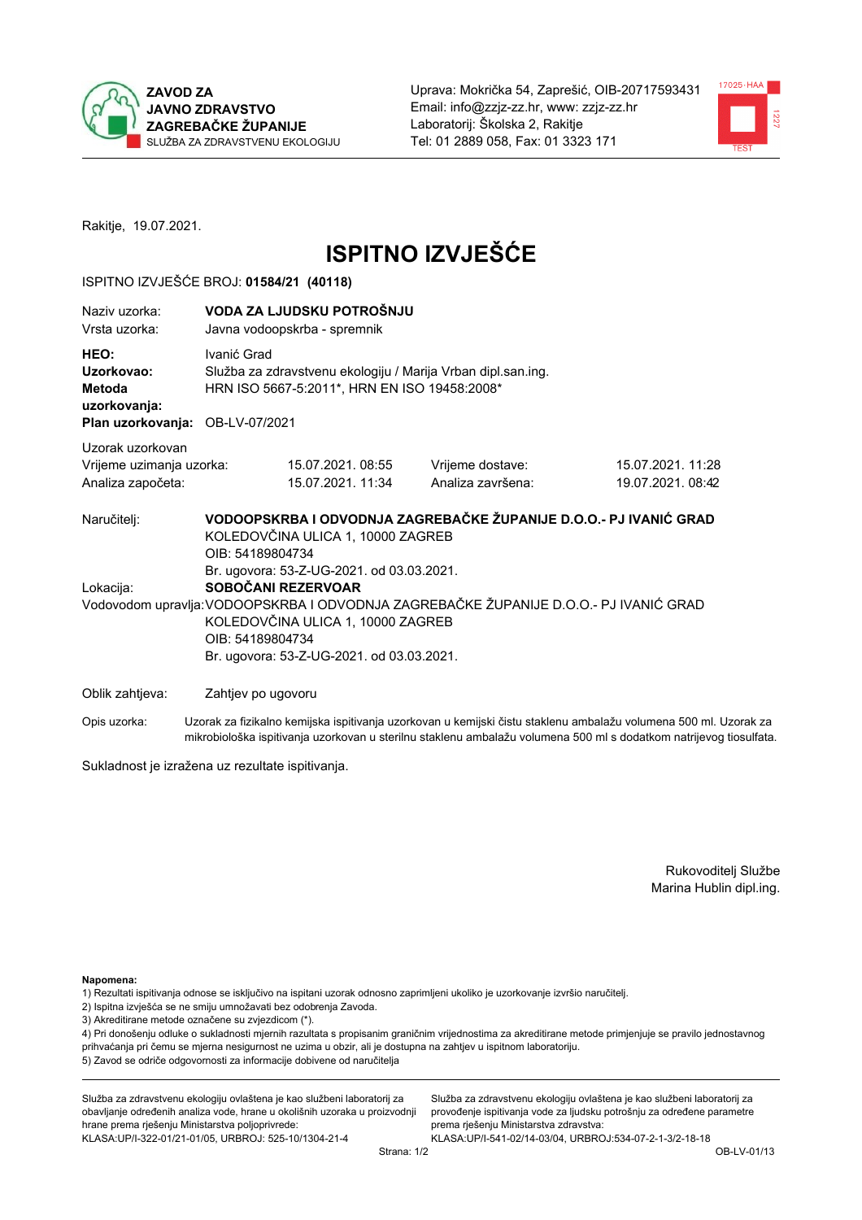**ZAVOD ZA JAVNO ZDRAVSTVO ZAGREBAČKE ŽUPANIJE**
SLUŽBA ZA ZDRAVSTVENU EKOLOGIJU

Uprava: Mokrička 54, Zaprešić, OIB-20717593431
Email: info@zzjz-zz.hr, www: zzjz-zz.hr
Laboratorij: Školska 2, Rakitje
Tel: 01 2889 058, Fax: 01 3323 171

Rakitje, 19.07.2021.

# ISPITNO IZVJEŠĆE

ISPITNO IZVJEŠĆE BROJ: **01584/21 (40118)**

| | |
|---|---|
| Naziv uzorka: | **VODA ZA LJUDSKU POTROŠNJU** |
| Vrsta uzorka: | Javna vodoopskrba - spremnik |
| **HEO:** | Ivanić Grad |
| **Uzorkovao:** | Služba za zdravstvenu ekologiju / Marija Vrban dipl.san.ing. |
| **Metoda uzorkovanja:** | HRN ISO 5667-5:2011*, HRN EN ISO 19458:2008* |
| **Plan uzorkovanja:** | OB-LV-07/2021 |

Uzorak uzorkovan

| | | | |
|---|---|---|---|
| Vrijeme uzimanja uzorka: | 15.07.2021. 08:55 | Vrijeme dostave: | 15.07.2021. 11:28 |
| Analiza započeta: | 15.07.2021. 11:34 | Analiza završena: | 19.07.2021. 08:42 |

Naručitelj: **VODOOPSKRBA I ODVODNJA ZAGREBAČKE ŽUPANIJE D.O.O.- PJ IVANIĆ GRAD**
KOLEDOVČINA ULICA 1, 10000 ZAGREB
OIB: 54189804734
Br. ugovora: 53-Z-UG-2021. od 03.03.2021.

Lokacija: **SOBOČANI REZERVOAR**

Vodovodom upravlja: VODOOPSKRBA I ODVODNJA ZAGREBAČKE ŽUPANIJE D.O.O.- PJ IVANIĆ GRAD
KOLEDOVČINA ULICA 1, 10000 ZAGREB
OIB: 54189804734
Br. ugovora: 53-Z-UG-2021. od 03.03.2021.

Oblik zahtjeva: Zahtjev po ugovoru

Opis uzorka: Uzorak za fizikalno kemijska ispitivanja uzorkovan u kemijski čistu staklenu ambalažu volumena 500 ml. Uzorak za mikrobiološka ispitivanja uzorkovan u sterilnu staklenu ambalažu volumena 500 ml s dodatkom natrijevog tiosulfata.

Sukladnost je izražena uz rezultate ispitivanja.

Rukovoditelj Službe
Marina Hublin dipl.ing.

**Napomena:**
1) Rezultati ispitivanja odnose se isključivo na ispitani uzorak odnosno zaprimljeni ukoliko je uzorkovanje izvršio naručitelj.
2) Ispitna izvješća se ne smiju umnožavati bez odobrenja Zavoda.
3) Akreditirane metode označene su zvjezdicom (*).
4) Pri donošenju odluke o sukladnosti mjernih razultata s propisanim graničnim vrijednostima za akreditirane metode primjenjuje se pravilo jednostavnog prihvaćanja pri čemu se mjerna nesigurnost ne uzima u obzir, ali je dostupna na zahtjev u ispitnom laboratoriju.
5) Zavod se odriče odgovornosti za informacije dobivene od naručitelja

Služba za zdravstvenu ekologiju ovlaštena je kao službeni laboratorij za obavljanje određenih analiza vode, hrane u okolišnih uzoraka u proizvodnji hrane prema rješenju Ministarstva poljoprivrede:
KLASA:UP/I-322-01/21-01/05, URBROJ: 525-10/1304-21-4

Služba za zdravstvenu ekologiju ovlaštena je kao službeni laboratorij za provođenje ispitivanja vode za ljudsku potrošnju za određene parametre prema rješenju Ministarstva zdravstva:
KLASA:UP/I-541-02/14-03/04, URBROJ:534-07-2-1-3/2-18-18

OB-LV-01/13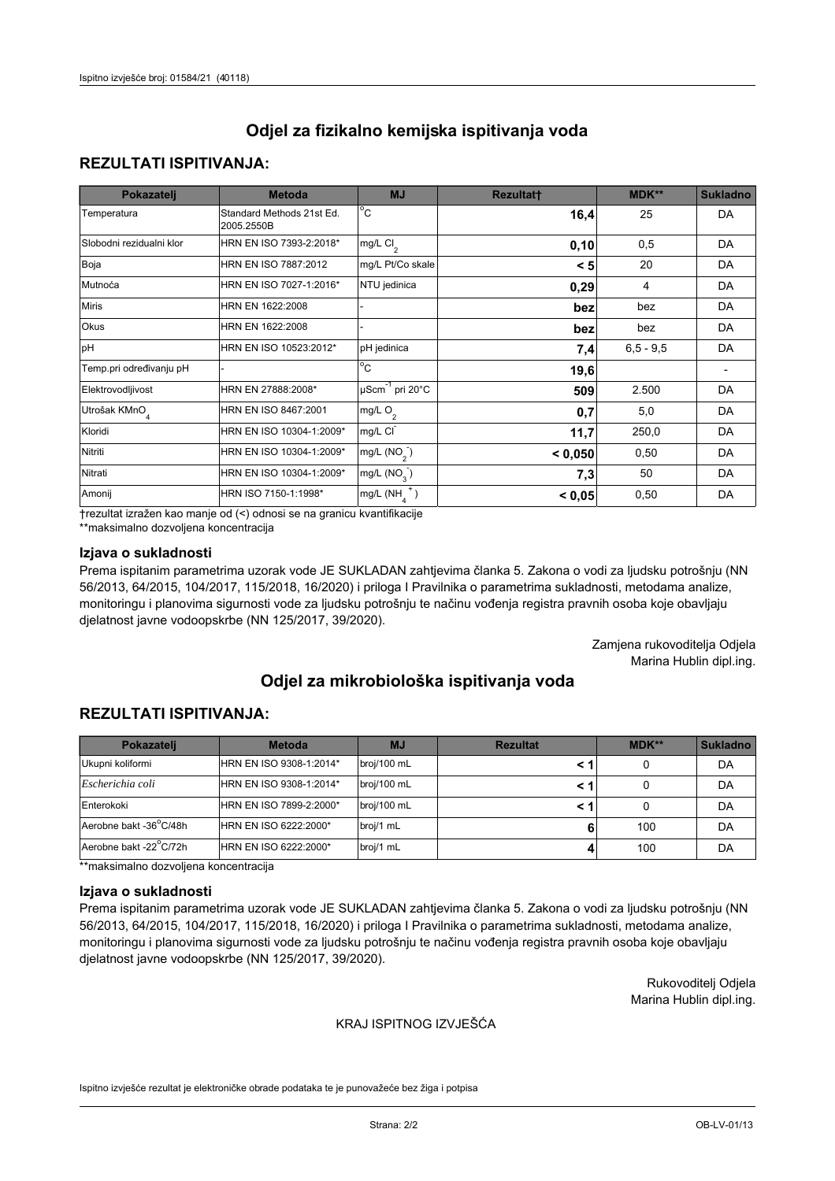# Odjel za fizikalno kemijska ispitivanja voda

## REZULTATI ISPITIVANJA:

| Pokazatelj | Metoda | MJ | Rezultat† | MDK** | Sukladno |
|---|---|---|---|---|---|
| Temperatura | Standard Methods 21st Ed. 2005.2550B | °C | **16,4** | 25 | DA |
| Slobodni rezidualni klor | HRN EN ISO 7393-2:2018* | mg/L $Cl_2$ | **0,10** | 0,5 | DA |
| Boja | HRN EN ISO 7887:2012 | mg/L Pt/Co skale | **< 5** | 20 | DA |
| Mutnoća | HRN EN ISO 7027-1:2016* | NTU jedinica | **0,29** | 4 | DA |
| Miris | HRN EN 1622:2008 | - | **bez** | bez | DA |
| Okus | HRN EN 1622:2008 | - | **bez** | bez | DA |
| pH | HRN EN ISO 10523:2012* | pH jedinica | **7,4** | 6,5 - 9,5 | DA |
| Temp.pri određivanju pH | - | °C | **19,6** | | - |
| Elektrovodljivost | HRN EN 27888:2008* | $\mu Scm^{-1}$ pri 20°C | **509** | 2.500 | DA |
| Utrošak $KMnO_4$ | HRN EN ISO 8467:2001 | mg/L $O_2$ | **0,7** | 5,0 | DA |
| Kloridi | HRN EN ISO 10304-1:2009* | mg/L $Cl^-$ | **11,7** | 250,0 | DA |
| Nitriti | HRN EN ISO 10304-1:2009* | mg/L ($NO_2^-$) | **< 0,050** | 0,50 | DA |
| Nitrati | HRN EN ISO 10304-1:2009* | mg/L ($NO_3^-$) | **7,3** | 50 | DA |
| Amonij | HRN ISO 7150-1:1998* | mg/L ($NH_4^+$) | **< 0,05** | 0,50 | DA |

†rezultat izražen kao manje od (<) odnosi se na granicu kvantifikacije

**maksimalno dozvoljena koncentracija

### Izjava o sukladnosti

Prema ispitanim parametrima uzorak vode JE SUKLADAN zahtjevima članka 5. Zakona o vodi za ljudsku potrošnju (NN 56/2013, 64/2015, 104/2017, 115/2018, 16/2020) i priloga I Pravilnika o parametrima sukladnosti, metodama analize, monitoringu i planovima sigurnosti vode za ljudsku potrošnju te načinu vođenja registra pravnih osoba koje obavljaju djelatnost javne vodoopskrbe (NN 125/2017, 39/2020).

Zamjena rukovoditelja Odjela
Marina Hublin dipl.ing.

# Odjel za mikrobiološka ispitivanja voda

## REZULTATI ISPITIVANJA:

| Pokazatelj | Metoda | MJ | Rezultat | MDK** | Sukladno |
|---|---|---|---|---|---|
| Ukupni koliformi | HRN EN ISO 9308-1:2014* | broj/100 mL | **< 1** | 0 | DA |
| *Escherichia coli* | HRN EN ISO 9308-1:2014* | broj/100 mL | **< 1** | 0 | DA |
| Enterokoki | HRN EN ISO 7899-2:2000* | broj/100 mL | **< 1** | 0 | DA |
| Aerobne bakt -36°C/48h | HRN EN ISO 6222:2000* | broj/1 mL | **6** | 100 | DA |
| Aerobne bakt -22°C/72h | HRN EN ISO 6222:2000* | broj/1 mL | **4** | 100 | DA |

**maksimalno dozvoljena koncentracija

### Izjava o sukladnosti

Prema ispitanim parametrima uzorak vode JE SUKLADAN zahtjevima članka 5. Zakona o vodi za ljudsku potrošnju (NN 56/2013, 64/2015, 104/2017, 115/2018, 16/2020) i priloga I Pravilnika o parametrima sukladnosti, metodama analize, monitoringu i planovima sigurnosti vode za ljudsku potrošnju te načinu vođenja registra pravnih osoba koje obavljaju djelatnost javne vodoopskrbe (NN 125/2017, 39/2020).

Rukovoditelj Odjela
Marina Hublin dipl.ing.

KRAJ ISPITNOG IZVJEŠĆA

Ispitno izvješće rezultat je elektroničke obrade podataka te je punovažeće bez žiga i potpisa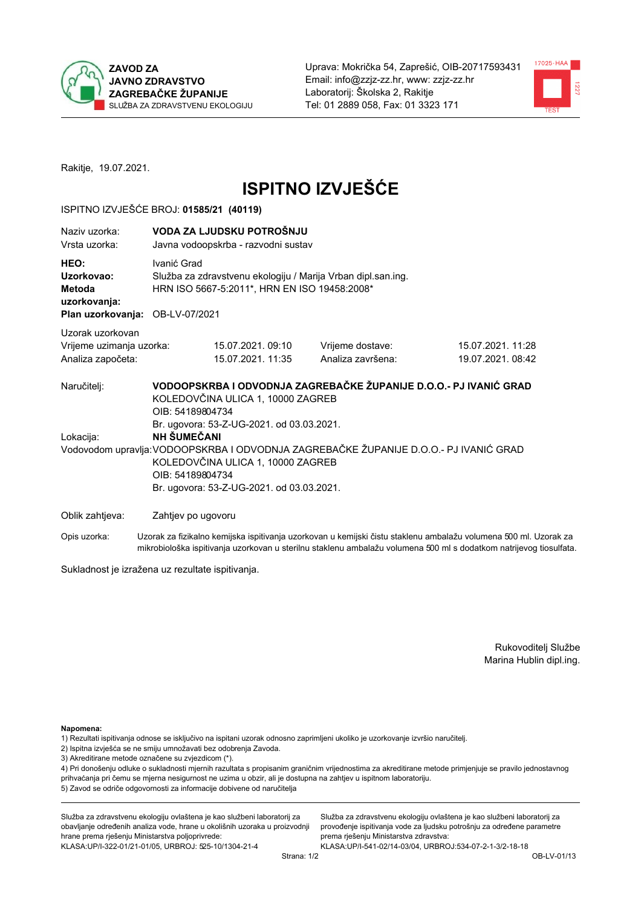**ZAVOD ZA JAVNO ZDRAVSTVO ZAGREBAČKE ŽUPANIJE**
SLUŽBA ZA ZDRAVSTVENU EKOLOGIJU

Uprava: Mokrička 54, Zaprešić, OIB-20717593431
Email: info@zzjz-zz.hr, www: zzjz-zz.hr
Laboratorij: Školska 2, Rakitje
Tel: 01 2889 058, Fax: 01 3323 171

Rakitje, 19.07.2021.

# ISPITNO IZVJEŠĆE

ISPITNO IZVJEŠĆE BROJ: **01585/21 (40119)**

| | |
|---|---|
| Naziv uzorka: | **VODA ZA LJUDSKU POTROŠNJU** |
| Vrsta uzorka: | Javna vodoopskrba - razvodni sustav |
| **HEO:** | Ivanić Grad |
| **Uzorkovao:** | Služba za zdravstvenu ekologiju / Marija Vrban dipl.san.ing. |
| **Metoda uzorkovanja:** | HRN ISO 5667-5:2011*, HRN EN ISO 19458:2008* |
| **Plan uzorkovanja:** | OB-LV-07/2021 |

Uzorak uzorkovan

| | | | |
|---|---|---|---|
| Vrijeme uzimanja uzorka: | 15.07.2021. 09:10 | Vrijeme dostave: | 15.07.2021. 11:28 |
| Analiza započeta: | 15.07.2021. 11:35 | Analiza završena: | 19.07.2021. 08:42 |

Naručitelj: **VODOOPSKRBA I ODVODNJA ZAGREBAČKE ŽUPANIJE D.O.O.- PJ IVANIĆ GRAD**
KOLEDOVČINA ULICA 1, 10000 ZAGREB
OIB: 54189804734
Br. ugovora: 53-Z-UG-2021. od 03.03.2021.

Lokacija: **NH ŠUMEČANI**

Vodovodom upravlja: VODOOPSKRBA I ODVODNJA ZAGREBAČKE ŽUPANIJE D.O.O.- PJ IVANIĆ GRAD
KOLEDOVČINA ULICA 1, 10000 ZAGREB
OIB: 54189804734
Br. ugovora: 53-Z-UG-2021. od 03.03.2021.

Oblik zahtjeva: Zahtjev po ugovoru

Opis uzorka: Uzorak za fizikalno kemijska ispitivanja uzorkovan u kemijski čistu staklenu ambalažu volumena 500 ml. Uzorak za mikrobiološka ispitivanja uzorkovan u sterilnu staklenu ambalažu volumena 500 ml s dodatkom natrijevog tiosulfata.

Sukladnost je izražena uz rezultate ispitivanja.

Rukovoditelj Službe
Marina Hublin dipl.ing.

**Napomena:**
1) Rezultati ispitivanja odnose se isključivo na ispitani uzorak odnosno zaprimljeni ukoliko je uzorkovanje izvršio naručitelj.
2) Ispitna izvješća se ne smiju umnožavati bez odobrenja Zavoda.
3) Akreditirane metode označene su zvjezdicom (*).
4) Pri donošenju odluke o sukladnosti mjernih razultata s propisanim graničnim vrijednostima za akreditirane metode primjenjuje se pravilo jednostavnog prihvaćanja pri čemu se mjerna nesigurnost ne uzima u obzir, ali je dostupna na zahtjev u ispitnom laboratoriju.
5) Zavod se odriče odgovornosti za informacije dobivene od naručitelja

Služba za zdravstvenu ekologiju ovlaštena je kao službeni laboratorij za obavljanje određenih analiza vode, hrane u okolišnih uzoraka u proizvodnji hrane prema rješenju Ministarstva poljoprivrede:
KLASA:UP/I-322-01/21-01/05, URBROJ: 525-10/1304-21-4

Služba za zdravstvenu ekologiju ovlaštena je kao službeni laboratorij za provođenje ispitivanja vode za ljudsku potrošnju za određene parametre prema rješenju Ministarstva zdravstva:
KLASA:UP/I-541-02/14-03/04, URBROJ:534-07-2-1-3/2-18-18

OB-LV-01/13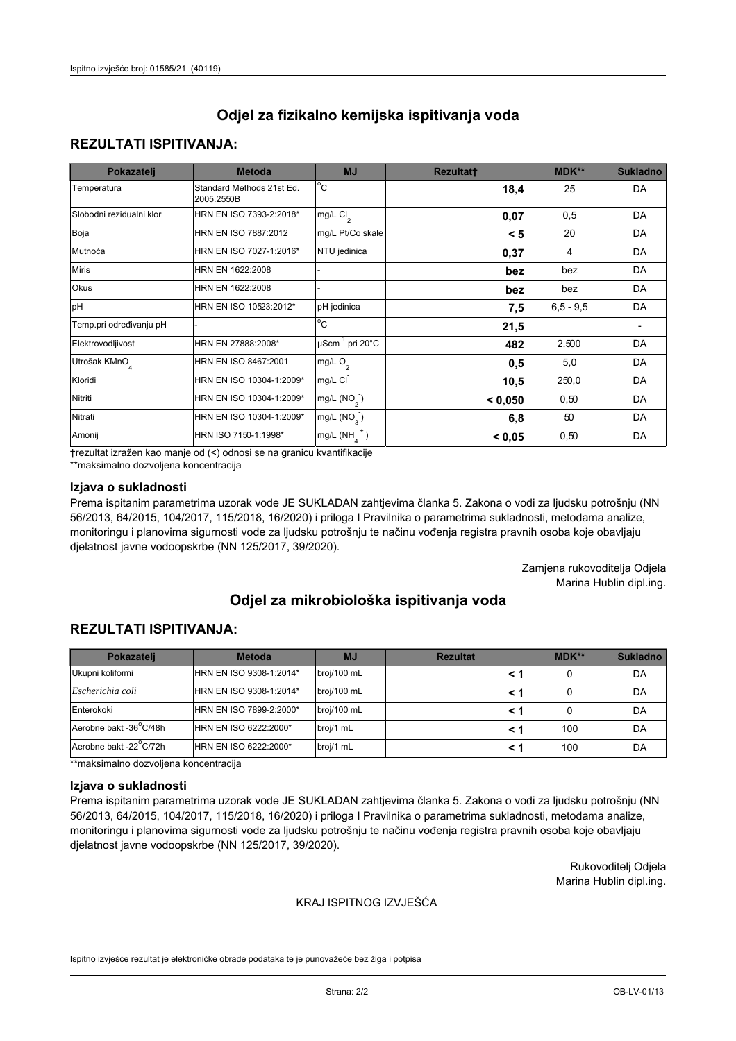# Odjel za fizikalno kemijska ispitivanja voda

## REZULTATI ISPITIVANJA:

| Pokazatelj | Metoda | MJ | Rezultat† | MDK** | Sukladno |
|---|---|---|---|---|---|
| Temperatura | Standard Methods 21st Ed. 2005.2550B | °C | **18,4** | 25 | DA |
| Slobodni rezidualni klor | HRN EN ISO 7393-2:2018* | mg/L $Cl_2$ | **0,07** | 0,5 | DA |
| Boja | HRN EN ISO 7887:2012 | mg/L Pt/Co skale | **< 5** | 20 | DA |
| Mutnoća | HRN EN ISO 7027-1:2016* | NTU jedinica | **0,37** | 4 | DA |
| Miris | HRN EN 1622:2008 | - | **bez** | bez | DA |
| Okus | HRN EN 1622:2008 | - | **bez** | bez | DA |
| pH | HRN EN ISO 10523:2012* | pH jedinica | **7,5** | 6,5 - 9,5 | DA |
| Temp.pri određivanju pH | - | °C | **21,5** | | - |
| Elektrovodljivost | HRN EN 27888:2008* | $\mu Scm^{-1}$ pri 20°C | **482** | 2.500 | DA |
| Utrošak $KMnO_4$ | HRN EN ISO 8467:2001 | mg/L $O_2$ | **0,5** | 5,0 | DA |
| Kloridi | HRN EN ISO 10304-1:2009* | mg/L $Cl^-$ | **10,5** | 250,0 | DA |
| Nitriti | HRN EN ISO 10304-1:2009* | mg/L $(NO_2^-)$ | **< 0,050** | 0,50 | DA |
| Nitrati | HRN EN ISO 10304-1:2009* | mg/L $(NO_3^-)$ | **6,8** | 50 | DA |
| Amonij | HRN ISO 7150-1:1998* | mg/L $(NH_4^+)$ | **< 0,05** | 0,50 | DA |

†rezultat izražen kao manje od (<) odnosi se na granicu kvantifikacije

**maksimalno dozvoljena koncentracija

### Izjava o sukladnosti

Prema ispitanim parametrima uzorak vode JE SUKLADAN zahtjevima članka 5. Zakona o vodi za ljudsku potrošnju (NN 56/2013, 64/2015, 104/2017, 115/2018, 16/2020) i priloga I Pravilnika o parametrima sukladnosti, metodama analize, monitoringu i planovima sigurnosti vode za ljudsku potrošnju te načinu vođenja registra pravnih osoba koje obavljaju djelatnost javne vodoopskrbe (NN 125/2017, 39/2020).

Zamjena rukovoditelja Odjela
Marina Hublin dipl.ing.

# Odjel za mikrobiološka ispitivanja voda

## REZULTATI ISPITIVANJA:

| Pokazatelj | Metoda | MJ | Rezultat | MDK** | Sukladno |
|---|---|---|---|---|---|
| Ukupni koliformi | HRN EN ISO 9308-1:2014* | broj/100 mL | **< 1** | 0 | DA |
| *Escherichia coli* | HRN EN ISO 9308-1:2014* | broj/100 mL | **< 1** | 0 | DA |
| Enterokoki | HRN EN ISO 7899-2:2000* | broj/100 mL | **< 1** | 0 | DA |
| Aerobne bakt -36°C/48h | HRN EN ISO 6222:2000* | broj/1 mL | **< 1** | 100 | DA |
| Aerobne bakt -22°C/72h | HRN EN ISO 6222:2000* | broj/1 mL | **< 1** | 100 | DA |

**maksimalno dozvoljena koncentracija

### Izjava o sukladnosti

Prema ispitanim parametrima uzorak vode JE SUKLADAN zahtjevima članka 5. Zakona o vodi za ljudsku potrošnju (NN 56/2013, 64/2015, 104/2017, 115/2018, 16/2020) i priloga I Pravilnika o parametrima sukladnosti, metodama analize, monitoringu i planovima sigurnosti vode za ljudsku potrošnju te načinu vođenja registra pravnih osoba koje obavljaju djelatnost javne vodoopskrbe (NN 125/2017, 39/2020).

Rukovoditelj Odjela
Marina Hublin dipl.ing.

KRAJ ISPITNOG IZVJEŠĆA

Ispitno izvješće rezultat je elektroničke obrade podataka te je punovažeće bez žiga i potpisa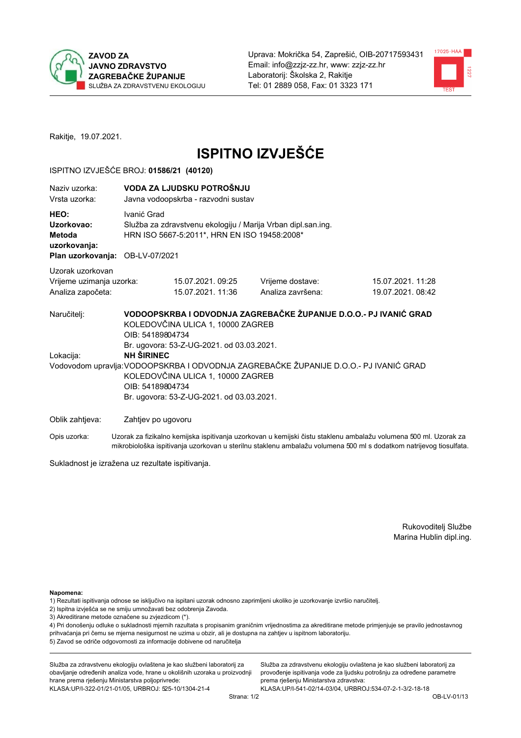ZAVOD ZA JAVNO ZDRAVSTVO ZAGREBAČKE ŽUPANIJE
SLUŽBA ZA ZDRAVSTVENU EKOLOGIJU

Uprava: Mokrička 54, Zaprešić, OIB-20717593431
Email: info@zzjz-zz.hr, www: zzjz-zz.hr
Laboratorij: Školska 2, Rakitje
Tel: 01 2889 058, Fax: 01 3323 171

Rakitje, 19.07.2021.

# ISPITNO IZVJEŠĆE

ISPITNO IZVJEŠĆE BROJ: **01586/21 (40120)**

| | |
|---|---|
| Naziv uzorka: | **VODA ZA LJUDSKU POTROŠNJU** |
| Vrsta uzorka: | Javna vodoopskrba - razvodni sustav |
| **HEO:** | Ivanić Grad |
| **Uzorkovao:** | Služba za zdravstvenu ekologiju / Marija Vrban dipl.san.ing. |
| **Metoda uzorkovanja:** | HRN ISO 5667-5:2011*, HRN EN ISO 19458:2008* |
| **Plan uzorkovanja:** | OB-LV-07/2021 |

Uzorak uzorkovan

| | | | |
|---|---|---|---|
| Vrijeme uzimanja uzorka: | 15.07.2021. 09:25 | Vrijeme dostave: | 15.07.2021. 11:28 |
| Analiza započeta: | 15.07.2021. 11:36 | Analiza završena: | 19.07.2021. 08:42 |

Naručitelj: **VODOOPSKRBA I ODVODNJA ZAGREBAČKE ŽUPANIJE D.O.O.- PJ IVANIĆ GRAD**
KOLEDOVČINA ULICA 1, 10000 ZAGREB
OIB: 54189804734
Br. ugovora: 53-Z-UG-2021. od 03.03.2021.

Lokacija: **NH ŠIRINEC**

Vodovodom upravlja: VODOOPSKRBA I ODVODNJA ZAGREBAČKE ŽUPANIJE D.O.O.- PJ IVANIĆ GRAD
KOLEDOVČINA ULICA 1, 10000 ZAGREB
OIB: 54189804734
Br. ugovora: 53-Z-UG-2021. od 03.03.2021.

Oblik zahtjeva: Zahtjev po ugovoru

Opis uzorka: Uzorak za fizikalno kemijska ispitivanja uzorkovan u kemijski čistu staklenu ambalažu volumena 500 ml. Uzorak za mikrobiološka ispitivanja uzorkovan u sterilnu staklenu ambalažu volumena 500 ml s dodatkom natrijevog tiosulfata.

Sukladnost je izražena uz rezultate ispitivanja.

Rukovoditelj Službe
Marina Hublin dipl.ing.

**Napomena:**
1) Rezultati ispitivanja odnose se isključivo na ispitani uzorak odnosno zaprimljeni ukoliko je uzorkovanje izvršio naručitelj.
2) Ispitna izvješća se ne smiju umnožavati bez odobrenja Zavoda.
3) Akreditirane metode označene su zvjezdicom (*).
4) Pri donošenju odluke o sukladnosti mjernih razultata s propisanim graničnim vrijednostima za akreditirane metode primjenjuje se pravilo jednostavnog prihvaćanja pri čemu se mjerna nesigurnost ne uzima u obzir, ali je dostupna na zahtjev u ispitnom laboratoriju.
5) Zavod se odriče odgovornosti za informacije dobivene od naručitelja

Služba za zdravstvenu ekologiju ovlaštena je kao službeni laboratorij za obavljanje određenih analiza vode, hrane u okolišnih uzoraka u proizvodnji hrane prema rješenju Ministarstva poljoprivrede:
KLASA:UP/I-322-01/21-01/05, URBROJ: 525-10/1304-21-4

Služba za zdravstvenu ekologiju ovlaštena je kao službeni laboratorij za provođenje ispitivanja vode za ljudsku potrošnju za određene parametre prema rješenju Ministarstva zdravstva:
KLASA:UP/I-541-02/14-03/04, URBROJ:534-07-2-1-3/2-18-18

OB-LV-01/13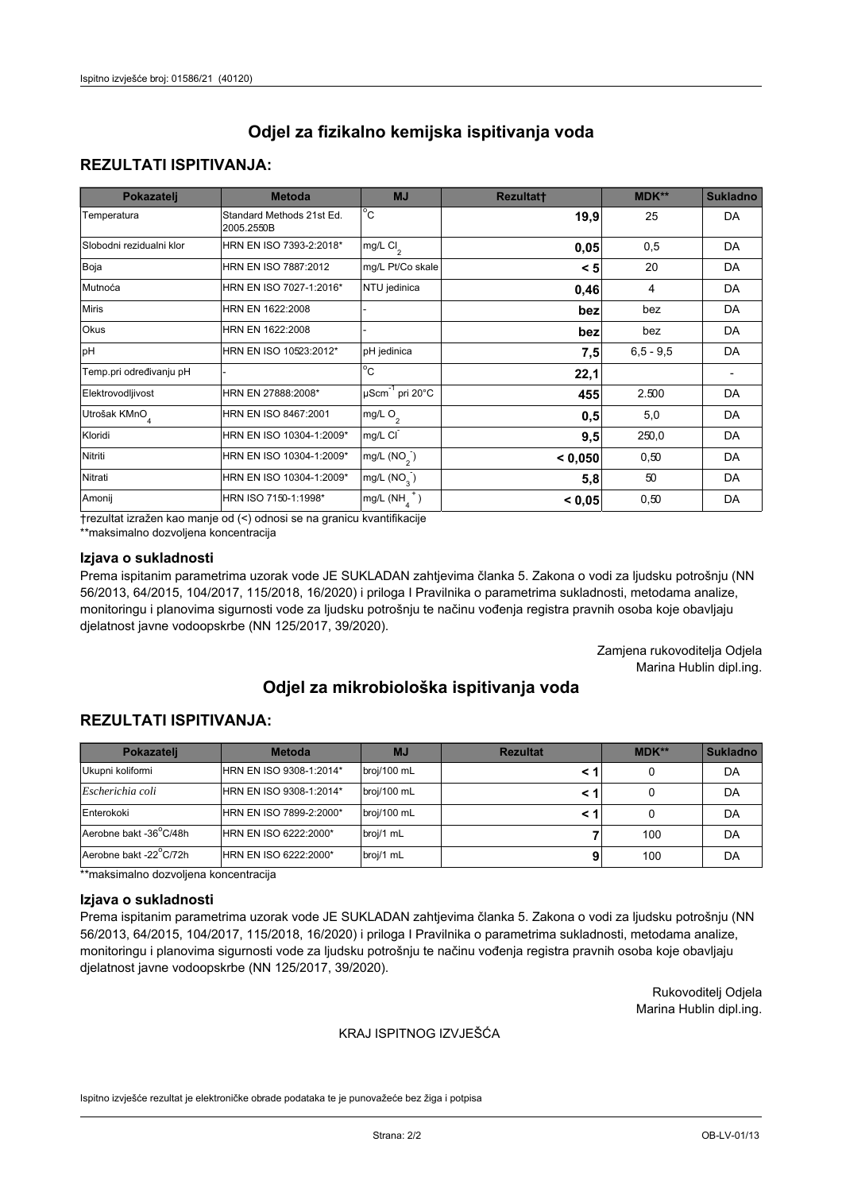# Odjel za fizikalno kemijska ispitivanja voda

## REZULTATI ISPITIVANJA:

| Pokazatelj | Metoda | MJ | Rezultat† | MDK** | Sukladno |
|---|---|---|---|---|---|
| Temperatura | Standard Methods 21st Ed. 2005.2550B | °C | **19,9** | 25 | DA |
| Slobodni rezidualni klor | HRN EN ISO 7393-2:2018* | mg/L $Cl_2$ | **0,05** | 0,5 | DA |
| Boja | HRN EN ISO 7887:2012 | mg/L Pt/Co skale | **< 5** | 20 | DA |
| Mutnoća | HRN EN ISO 7027-1:2016* | NTU jedinica | **0,46** | 4 | DA |
| Miris | HRN EN 1622:2008 | - | **bez** | bez | DA |
| Okus | HRN EN 1622:2008 | - | **bez** | bez | DA |
| pH | HRN EN ISO 10523:2012* | pH jedinica | **7,5** | 6,5 - 9,5 | DA |
| Temp.pri određivanju pH | - | °C | **22,1** | | - |
| Elektrovodljivost | HRN EN 27888:2008* | $\mu Scm^{-1}$ pri 20°C | **455** | 2.500 | DA |
| Utrošak $KMnO_4$ | HRN EN ISO 8467:2001 | mg/L $O_2$ | **0,5** | 5,0 | DA |
| Kloridi | HRN EN ISO 10304-1:2009* | mg/L $Cl^-$ | **9,5** | 250,0 | DA |
| Nitriti | HRN EN ISO 10304-1:2009* | mg/L $(NO_2^-)$ | **< 0,050** | 0,50 | DA |
| Nitrati | HRN EN ISO 10304-1:2009* | mg/L $(NO_3^-)$ | **5,8** | 50 | DA |
| Amonij | HRN ISO 7150-1:1998* | mg/L $(NH_4^+)$ | **< 0,05** | 0,50 | DA |

†rezultat izražen kao manje od (<) odnosi se na granicu kvantifikacije
**maksimalno dozvoljena koncentracija

### Izjava o sukladnosti

Prema ispitanim parametrima uzorak vode JE SUKLADAN zahtjevima članka 5. Zakona o vodi za ljudsku potrošnju (NN 56/2013, 64/2015, 104/2017, 115/2018, 16/2020) i priloga I Pravilnika o parametrima sukladnosti, metodama analize, monitoringu i planovima sigurnosti vode za ljudsku potrošnju te načinu vođenja registra pravnih osoba koje obavljaju djelatnost javne vodoopskrbe (NN 125/2017, 39/2020).

Zamjena rukovoditelja Odjela
Marina Hublin dipl.ing.

# Odjel za mikrobiološka ispitivanja voda

## REZULTATI ISPITIVANJA:

| Pokazatelj | Metoda | MJ | Rezultat | MDK** | Sukladno |
|---|---|---|---|---|---|
| Ukupni koliformi | HRN EN ISO 9308-1:2014* | broj/100 mL | **< 1** | 0 | DA |
| *Escherichia coli* | HRN EN ISO 9308-1:2014* | broj/100 mL | **< 1** | 0 | DA |
| Enterokoki | HRN EN ISO 7899-2:2000* | broj/100 mL | **< 1** | 0 | DA |
| Aerobne bakt -36°C/48h | HRN EN ISO 6222:2000* | broj/1 mL | **7** | 100 | DA |
| Aerobne bakt -22°C/72h | HRN EN ISO 6222:2000* | broj/1 mL | **9** | 100 | DA |

**maksimalno dozvoljena koncentracija

### Izjava o sukladnosti

Prema ispitanim parametrima uzorak vode JE SUKLADAN zahtjevima članka 5. Zakona o vodi za ljudsku potrošnju (NN 56/2013, 64/2015, 104/2017, 115/2018, 16/2020) i priloga I Pravilnika o parametrima sukladnosti, metodama analize, monitoringu i planovima sigurnosti vode za ljudsku potrošnju te načinu vođenja registra pravnih osoba koje obavljaju djelatnost javne vodoopskrbe (NN 125/2017, 39/2020).

Rukovoditelj Odjela
Marina Hublin dipl.ing.

KRAJ ISPITNOG IZVJEŠĆA

Ispitno izvješće rezultat je elektroničke obrade podataka te je punovažeće bez žiga i potpisa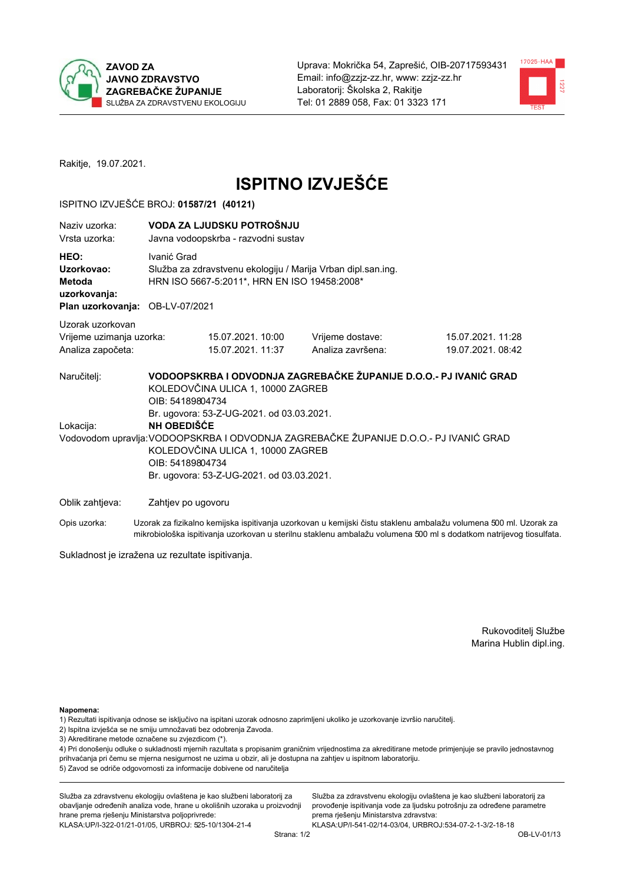**ZAVOD ZA JAVNO ZDRAVSTVO ZAGREBAČKE ŽUPANIJE**
SLUŽBA ZA ZDRAVSTVENU EKOLOGIJU

Uprava: Mokrička 54, Zaprešić, OIB-20717593431
Email: info@zzjz-zz.hr, www: zzjz-zz.hr
Laboratorij: Školska 2, Rakitje
Tel: 01 2889 058, Fax: 01 3323 171

Rakitje, 19.07.2021.

# ISPITNO IZVJEŠĆE

ISPITNO IZVJEŠĆE BROJ: **01587/21 (40121)**

| | |
|---|---|
| Naziv uzorka: | **VODA ZA LJUDSKU POTROŠNJU** |
| Vrsta uzorka: | Javna vodoopskrba - razvodni sustav |
| **HEO:** | Ivanić Grad |
| **Uzorkovao:** | Služba za zdravstvenu ekologiju / Marija Vrban dipl.san.ing. |
| **Metoda uzorkovanja:** | HRN ISO 5667-5:2011*, HRN EN ISO 19458:2008* |
| **Plan uzorkovanja:** | OB-LV-07/2021 |

Uzorak uzorkovan

| | | | |
|---|---|---|---|
| Vrijeme uzimanja uzorka: | 15.07.2021. 10:00 | Vrijeme dostave: | 15.07.2021. 11:28 |
| Analiza započeta: | 15.07.2021. 11:37 | Analiza završena: | 19.07.2021. 08:42 |

Naručitelj: **VODOOPSKRBA I ODVODNJA ZAGREBAČKE ŽUPANIJE D.O.O.- PJ IVANIĆ GRAD**
KOLEDOVČINA ULICA 1, 10000 ZAGREB
OIB: 54189804734
Br. ugovora: 53-Z-UG-2021. od 03.03.2021.

Lokacija: **NH OBEDIŠĆE**

Vodovodom upravlja: VODOOPSKRBA I ODVODNJA ZAGREBAČKE ŽUPANIJE D.O.O.- PJ IVANIĆ GRAD
KOLEDOVČINA ULICA 1, 10000 ZAGREB
OIB: 54189804734
Br. ugovora: 53-Z-UG-2021. od 03.03.2021.

Oblik zahtjeva: Zahtjev po ugovoru

Opis uzorka: Uzorak za fizikalno kemijska ispitivanja uzorkovan u kemijski čistu staklenu ambalažu volumena 500 ml. Uzorak za mikrobiološka ispitivanja uzorkovan u sterilnu staklenu ambalažu volumena 500 ml s dodatkom natrijevog tiosulfata.

Sukladnost je izražena uz rezultate ispitivanja.

Rukovoditelj Službe
Marina Hublin dipl.ing.

**Napomena:**
1) Rezultati ispitivanja odnose se isključivo na ispitani uzorak odnosno zaprimljeni ukoliko je uzorkovanje izvršio naručitelj.
2) Ispitna izvješća se ne smiju umnožavati bez odobrenja Zavoda.
3) Akreditirane metode označene su zvjezdicom (*).
4) Pri donošenju odluke o sukladnosti mjernih razultata s propisanim graničnim vrijednostima za akreditirane metode primjenjuje se pravilo jednostavnog prihvaćanja pri čemu se mjerna nesigurnost ne uzima u obzir, ali je dostupna na zahtjev u ispitnom laboratoriju.
5) Zavod se odriče odgovornosti za informacije dobivene od naručitelja

Služba za zdravstvenu ekologiju ovlaštena je kao službeni laboratorij za obavljanje određenih analiza vode, hrane u okolišnih uzoraka u proizvodnji hrane prema rješenju Ministarstva poljoprivrede: KLASA:UP/I-322-01/21-01/05, URBROJ: 525-10/1304-21-4

Služba za zdravstvenu ekologiju ovlaštena je kao službeni laboratorij za provođenje ispitivanja vode za ljudsku potrošnju za određene parametre prema rješenju Ministarstva zdravstva: KLASA:UP/I-541-02/14-03/04, URBROJ:534-07-2-1-3/2-18-18

OB-LV-01/13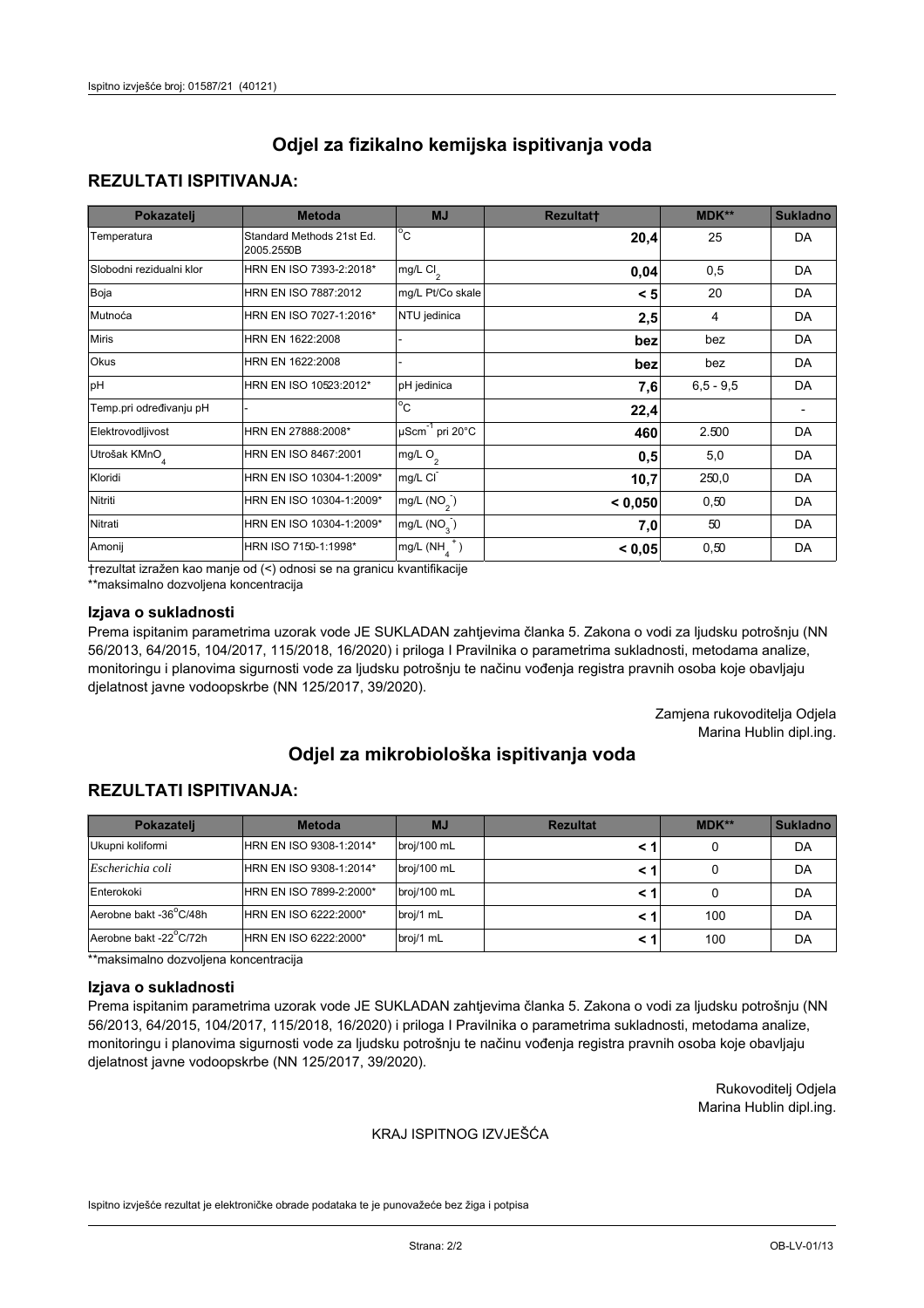# Odjel za fizikalno kemijska ispitivanja voda

## REZULTATI ISPITIVANJA:

| Pokazatelj | Metoda | MJ | Rezultat† | MDK** | Sukladno |
|---|---|---|---|---|---|
| Temperatura | Standard Methods 21st Ed. 2005.2550B | °C | **20,4** | 25 | DA |
| Slobodni rezidualni klor | HRN EN ISO 7393-2:2018* | mg/L $Cl_2$ | **0,04** | 0,5 | DA |
| Boja | HRN EN ISO 7887:2012 | mg/L Pt/Co skale | **< 5** | 20 | DA |
| Mutnoća | HRN EN ISO 7027-1:2016* | NTU jedinica | **2,5** | 4 | DA |
| Miris | HRN EN 1622:2008 | - | **bez** | bez | DA |
| Okus | HRN EN 1622:2008 | - | **bez** | bez | DA |
| pH | HRN EN ISO 10523:2012* | pH jedinica | **7,6** | 6,5 - 9,5 | DA |
| Temp.pri određivanju pH | - | °C | **22,4** | | - |
| Elektrovodljivost | HRN EN 27888:2008* | $\mu Scm^{-1}$ pri 20°C | **460** | 2.500 | DA |
| Utrošak $KMnO_4$ | HRN EN ISO 8467:2001 | mg/L $O_2$ | **0,5** | 5,0 | DA |
| Kloridi | HRN EN ISO 10304-1:2009* | mg/L $Cl^-$ | **10,7** | 250,0 | DA |
| Nitriti | HRN EN ISO 10304-1:2009* | mg/L ($NO_2^-$) | **< 0,050** | 0,50 | DA |
| Nitrati | HRN EN ISO 10304-1:2009* | mg/L ($NO_3^-$) | **7,0** | 50 | DA |
| Amonij | HRN ISO 7150-1:1998* | mg/L ($NH_4^+$) | **< 0,05** | 0,50 | DA |

†rezultat izražen kao manje od (<) odnosi se na granicu kvantifikacije
**maksimalno dozvoljena koncentracija

### Izjava o sukladnosti

Prema ispitanim parametrima uzorak vode JE SUKLADAN zahtjevima članka 5. Zakona o vodi za ljudsku potrošnju (NN 56/2013, 64/2015, 104/2017, 115/2018, 16/2020) i priloga I Pravilnika o parametrima sukladnosti, metodama analize, monitoringu i planovima sigurnosti vode za ljudsku potrošnju te načinu vođenja registra pravnih osoba koje obavljaju djelatnost javne vodoopskrbe (NN 125/2017, 39/2020).

Zamjena rukovoditelja Odjela
Marina Hublin dipl.ing.

# Odjel za mikrobiološka ispitivanja voda

## REZULTATI ISPITIVANJA:

| Pokazatelj | Metoda | MJ | Rezultat | MDK** | Sukladno |
|---|---|---|---|---|---|
| Ukupni koliformi | HRN EN ISO 9308-1:2014* | broj/100 mL | **< 1** | 0 | DA |
| *Escherichia coli* | HRN EN ISO 9308-1:2014* | broj/100 mL | **< 1** | 0 | DA |
| Enterokoki | HRN EN ISO 7899-2:2000* | broj/100 mL | **< 1** | 0 | DA |
| Aerobne bakt -36°C/48h | HRN EN ISO 6222:2000* | broj/1 mL | **< 1** | 100 | DA |
| Aerobne bakt -22°C/72h | HRN EN ISO 6222:2000* | broj/1 mL | **< 1** | 100 | DA |

**maksimalno dozvoljena koncentracija

### Izjava o sukladnosti

Prema ispitanim parametrima uzorak vode JE SUKLADAN zahtjevima članka 5. Zakona o vodi za ljudsku potrošnju (NN 56/2013, 64/2015, 104/2017, 115/2018, 16/2020) i priloga I Pravilnika o parametrima sukladnosti, metodama analize, monitoringu i planovima sigurnosti vode za ljudsku potrošnju te načinu vođenja registra pravnih osoba koje obavljaju djelatnost javne vodoopskrbe (NN 125/2017, 39/2020).

Rukovoditelj Odjela
Marina Hublin dipl.ing.

KRAJ ISPITNOG IZVJEŠĆA

Ispitno izvješće rezultat je elektroničke obrade podataka te je punovažeće bez žiga i potpisa